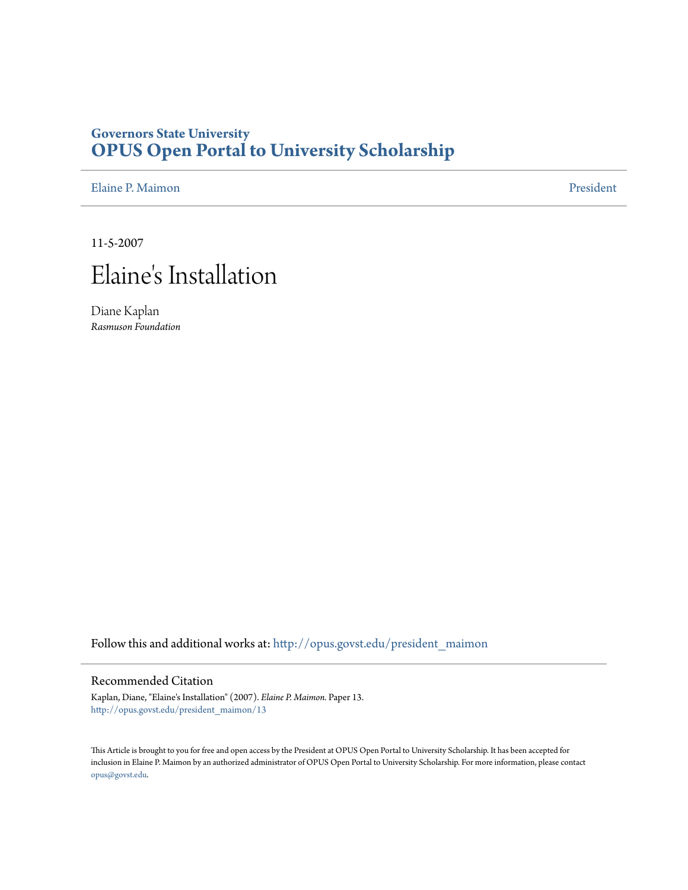**Governors State University**

# OPUS Open Portal to University Scholarship

Elaine P. Maimon | President

11-5-2007

# Elaine's Installation

Diane Kaplan

*Rasmuson Foundation*

Follow this and additional works at: http://opus.govst.edu/president_maimon

## Recommended Citation

Kaplan, Diane, "Elaine's Installation" (2007). *Elaine P. Maimon.* Paper 13.
http://opus.govst.edu/president_maimon/13

This Article is brought to you for free and open access by the President at OPUS Open Portal to University Scholarship. It has been accepted for inclusion in Elaine P. Maimon by an authorized administrator of OPUS Open Portal to University Scholarship. For more information, please contact opus@govst.edu.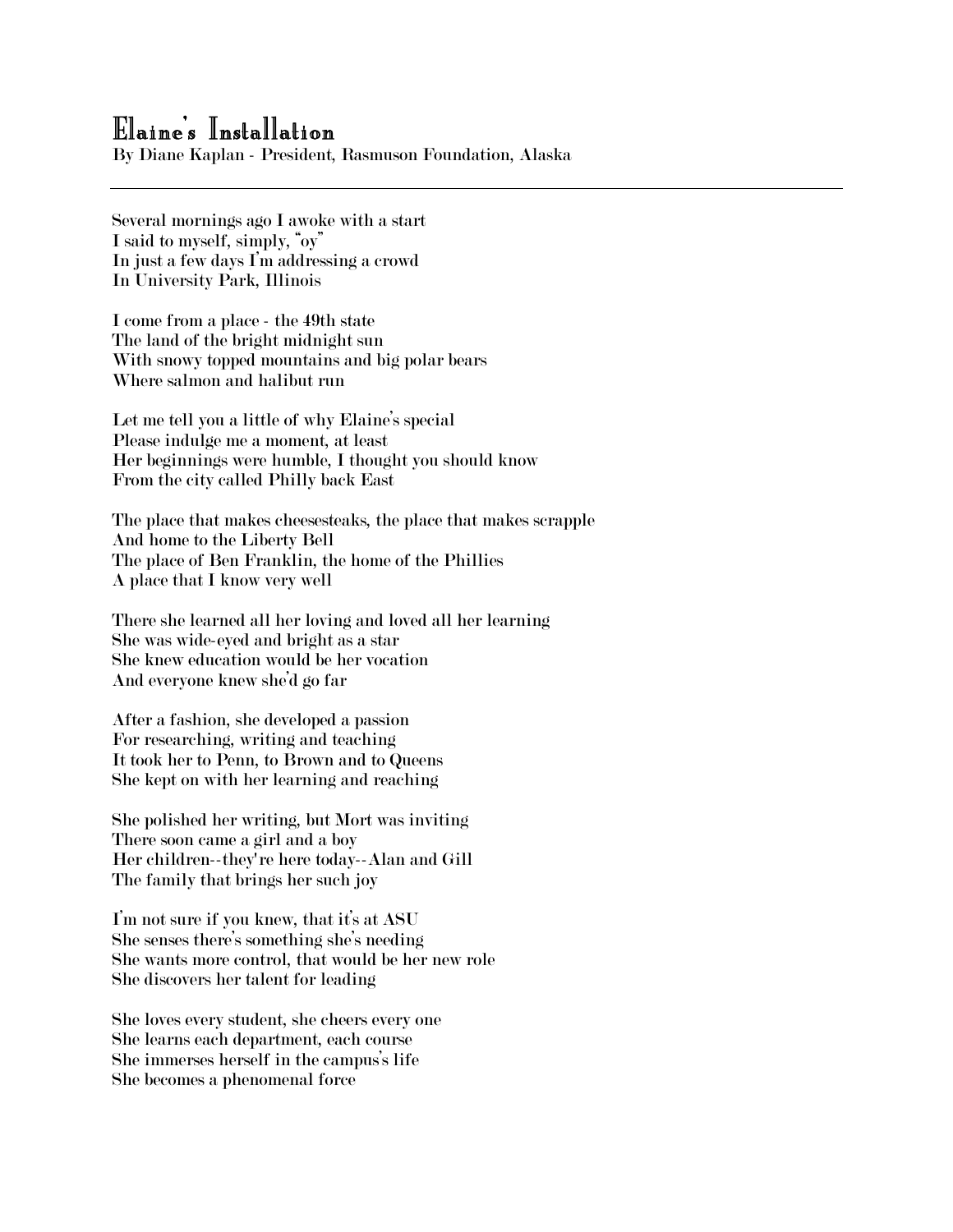# Elaine's Installation

**By Diane Kaplan - President, Rasmuson Foundation, Alaska**

---

Several mornings ago I awoke with a start  
I said to myself, simply, "oy"  
In just a few days I'm addressing a crowd  
In University Park, Illinois

I come from a place - the 49th state  
The land of the bright midnight sun  
With snowy topped mountains and big polar bears  
Where salmon and halibut run

Let me tell you a little of why Elaine's special  
Please indulge me a moment, at least  
Her beginnings were humble, I thought you should know  
From the city called Philly back East

The place that makes cheesesteaks, the place that makes scrapple  
And home to the Liberty Bell  
The place of Ben Franklin, the home of the Phillies  
A place that I know very well

There she learned all her loving and loved all her learning  
She was wide-eyed and bright as a star  
She knew education would be her vocation  
And everyone knew she'd go far

After a fashion, she developed a passion  
For researching, writing and teaching  
It took her to Penn, to Brown and to Queens  
She kept on with her learning and reaching

She polished her writing, but Mort was inviting  
There soon came a girl and a boy  
Her children--they're here today--Alan and Gill  
The family that brings her such joy

I'm not sure if you knew, that it's at ASU  
She senses there's something she's needing  
She wants more control, that would be her new role  
She discovers her talent for leading

She loves every student, she cheers every one  
She learns each department, each course  
She immerses herself in the campus's life  
She becomes a phenomenal force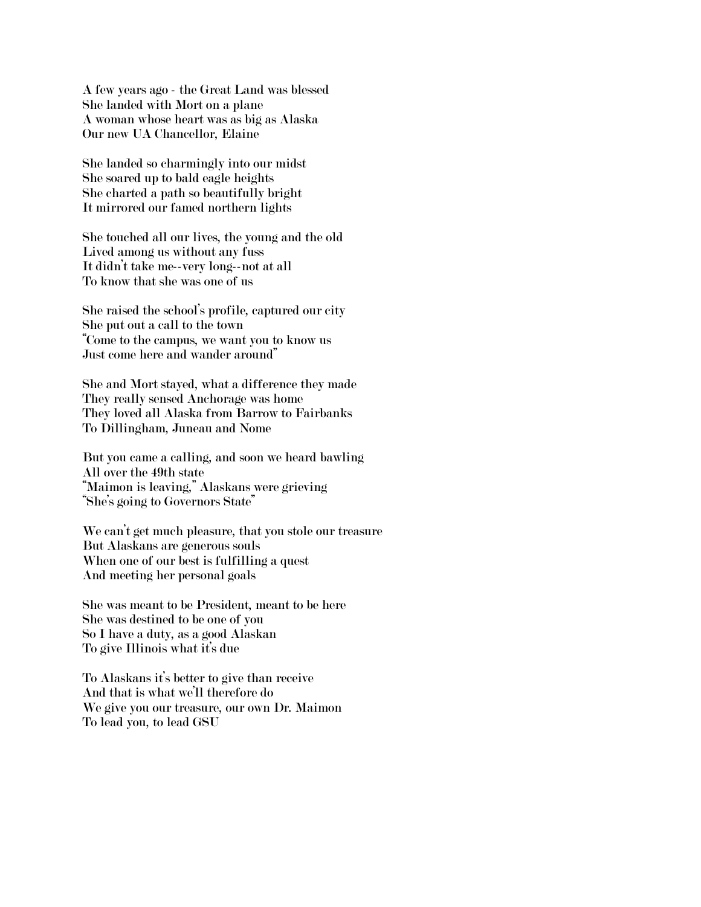A few years ago - the Great Land was blessed
She landed with Mort on a plane
A woman whose heart was as big as Alaska
Our new UA Chancellor, Elaine

She landed so charmingly into our midst
She soared up to bald eagle heights
She charted a path so beautifully bright
It mirrored our famed northern lights

She touched all our lives, the young and the old
Lived among us without any fuss
It didn't take me--very long--not at all
To know that she was one of us

She raised the school's profile, captured our city
She put out a call to the town
"Come to the campus, we want you to know us
Just come here and wander around"

She and Mort stayed, what a difference they made
They really sensed Anchorage was home
They loved all Alaska from Barrow to Fairbanks
To Dillingham, Juneau and Nome

But you came a calling, and soon we heard bawling
All over the 49th state
"Maimon is leaving," Alaskans were grieving
"She's going to Governors State"

We can't get much pleasure, that you stole our treasure
But Alaskans are generous souls
When one of our best is fulfilling a quest
And meeting her personal goals

She was meant to be President, meant to be here
She was destined to be one of you
So I have a duty, as a good Alaskan
To give Illinois what it's due

To Alaskans it's better to give than receive
And that is what we'll therefore do
We give you our treasure, our own Dr. Maimon
To lead you, to lead GSU